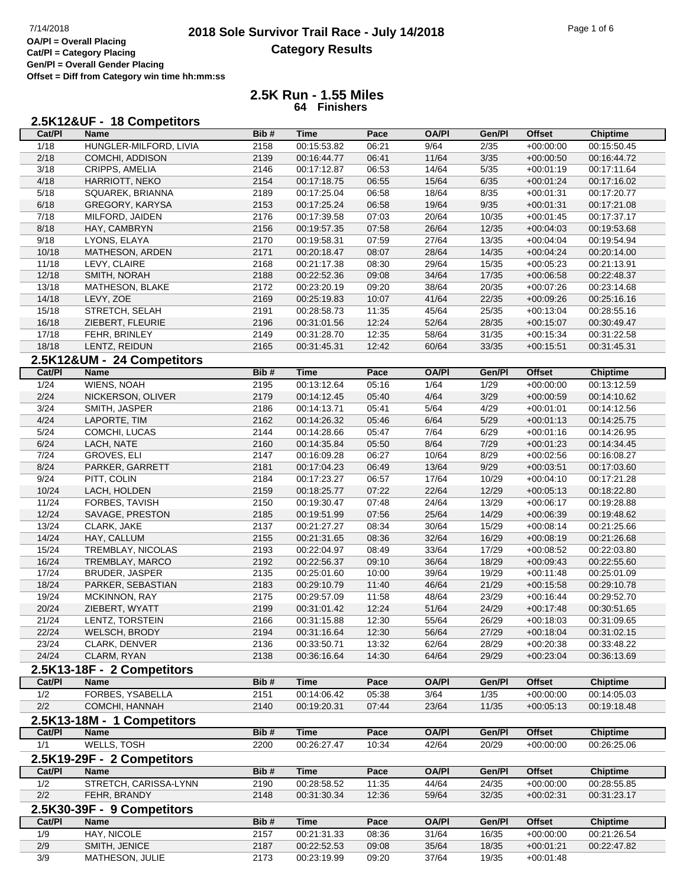# 2018 Sole Survivor Trail Race - July 14/2018

## Category Results

**OA/Pl = Overall Placing**
**Cat/Pl = Category Placing**
**Gen/Pl = Overall Gender Placing**
**Offset = Diff from Category win time hh:mm:ss**

## 2.5K Run - 1.55 Miles

**64 Finishers**

### 2.5K12&UF - 18 Competitors

| Cat/Pl | Name | Bib # | Time | Pace | OA/Pl | Gen/Pl | Offset | Chiptime |
|---|---|---|---|---|---|---|---|---|
| 1/18 | HUNGLER-MILFORD, LIVIA | 2158 | 00:15:53.82 | 06:21 | 9/64 | 2/35 | +00:00:00 | 00:15:50.45 |
| 2/18 | COMCHI, ADDISON | 2139 | 00:16:44.77 | 06:41 | 11/64 | 3/35 | +00:00:50 | 00:16:44.72 |
| 3/18 | CRIPPS, AMELIA | 2146 | 00:17:12.87 | 06:53 | 14/64 | 5/35 | +00:01:19 | 00:17:11.64 |
| 4/18 | HARRIOTT, NEKO | 2154 | 00:17:18.75 | 06:55 | 15/64 | 6/35 | +00:01:24 | 00:17:16.02 |
| 5/18 | SQUAREK, BRIANNA | 2189 | 00:17:25.04 | 06:58 | 18/64 | 8/35 | +00:01:31 | 00:17:20.77 |
| 6/18 | GREGORY, KARYSA | 2153 | 00:17:25.24 | 06:58 | 19/64 | 9/35 | +00:01:31 | 00:17:21.08 |
| 7/18 | MILFORD, JAIDEN | 2176 | 00:17:39.58 | 07:03 | 20/64 | 10/35 | +00:01:45 | 00:17:37.17 |
| 8/18 | HAY, CAMBRYN | 2156 | 00:19:57.35 | 07:58 | 26/64 | 12/35 | +00:04:03 | 00:19:53.68 |
| 9/18 | LYONS, ELAYA | 2170 | 00:19:58.31 | 07:59 | 27/64 | 13/35 | +00:04:04 | 00:19:54.94 |
| 10/18 | MATHESON, ARDEN | 2171 | 00:20:18.47 | 08:07 | 28/64 | 14/35 | +00:04:24 | 00:20:14.00 |
| 11/18 | LEVY, CLAIRE | 2168 | 00:21:17.38 | 08:30 | 29/64 | 15/35 | +00:05:23 | 00:21:13.91 |
| 12/18 | SMITH, NORAH | 2188 | 00:22:52.36 | 09:08 | 34/64 | 17/35 | +00:06:58 | 00:22:48.37 |
| 13/18 | MATHESON, BLAKE | 2172 | 00:23:20.19 | 09:20 | 38/64 | 20/35 | +00:07:26 | 00:23:14.68 |
| 14/18 | LEVY, ZOE | 2169 | 00:25:19.83 | 10:07 | 41/64 | 22/35 | +00:09:26 | 00:25:16.16 |
| 15/18 | STRETCH, SELAH | 2191 | 00:28:58.73 | 11:35 | 45/64 | 25/35 | +00:13:04 | 00:28:55.16 |
| 16/18 | ZIEBERT, FLEURIE | 2196 | 00:31:01.56 | 12:24 | 52/64 | 28/35 | +00:15:07 | 00:30:49.47 |
| 17/18 | FEHR, BRINLEY | 2149 | 00:31:28.70 | 12:35 | 58/64 | 31/35 | +00:15:34 | 00:31:22.58 |
| 18/18 | LENTZ, REIDUN | 2165 | 00:31:45.31 | 12:42 | 60/64 | 33/35 | +00:15:51 | 00:31:45.31 |

### 2.5K12&UM - 24 Competitors

| Cat/Pl | Name | Bib # | Time | Pace | OA/Pl | Gen/Pl | Offset | Chiptime |
|---|---|---|---|---|---|---|---|---|
| 1/24 | WIENS, NOAH | 2195 | 00:13:12.64 | 05:16 | 1/64 | 1/29 | +00:00:00 | 00:13:12.59 |
| 2/24 | NICKERSON, OLIVER | 2179 | 00:14:12.45 | 05:40 | 4/64 | 3/29 | +00:00:59 | 00:14:10.62 |
| 3/24 | SMITH, JASPER | 2186 | 00:14:13.71 | 05:41 | 5/64 | 4/29 | +00:01:01 | 00:14:12.56 |
| 4/24 | LAPORTE, TIM | 2162 | 00:14:26.32 | 05:46 | 6/64 | 5/29 | +00:01:13 | 00:14:25.75 |
| 5/24 | COMCHI, LUCAS | 2144 | 00:14:28.66 | 05:47 | 7/64 | 6/29 | +00:01:16 | 00:14:26.95 |
| 6/24 | LACH, NATE | 2160 | 00:14:35.84 | 05:50 | 8/64 | 7/29 | +00:01:23 | 00:14:34.45 |
| 7/24 | GROVES, ELI | 2147 | 00:16:09.28 | 06:27 | 10/64 | 8/29 | +00:02:56 | 00:16:08.27 |
| 8/24 | PARKER, GARRETT | 2181 | 00:17:04.23 | 06:49 | 13/64 | 9/29 | +00:03:51 | 00:17:03.60 |
| 9/24 | PITT, COLIN | 2184 | 00:17:23.27 | 06:57 | 17/64 | 10/29 | +00:04:10 | 00:17:21.28 |
| 10/24 | LACH, HOLDEN | 2159 | 00:18:25.77 | 07:22 | 22/64 | 12/29 | +00:05:13 | 00:18:22.80 |
| 11/24 | FORBES, TAVISH | 2150 | 00:19:30.47 | 07:48 | 24/64 | 13/29 | +00:06:17 | 00:19:28.88 |
| 12/24 | SAVAGE, PRESTON | 2185 | 00:19:51.99 | 07:56 | 25/64 | 14/29 | +00:06:39 | 00:19:48.62 |
| 13/24 | CLARK, JAKE | 2137 | 00:21:27.27 | 08:34 | 30/64 | 15/29 | +00:08:14 | 00:21:25.66 |
| 14/24 | HAY, CALLUM | 2155 | 00:21:31.65 | 08:36 | 32/64 | 16/29 | +00:08:19 | 00:21:26.68 |
| 15/24 | TREMBLAY, NICOLAS | 2193 | 00:22:04.97 | 08:49 | 33/64 | 17/29 | +00:08:52 | 00:22:03.80 |
| 16/24 | TREMBLAY, MARCO | 2192 | 00:22:56.37 | 09:10 | 36/64 | 18/29 | +00:09:43 | 00:22:55.60 |
| 17/24 | BRUDER, JASPER | 2135 | 00:25:01.60 | 10:00 | 39/64 | 19/29 | +00:11:48 | 00:25:01.09 |
| 18/24 | PARKER, SEBASTIAN | 2183 | 00:29:10.79 | 11:40 | 46/64 | 21/29 | +00:15:58 | 00:29:10.78 |
| 19/24 | MCKINNON, RAY | 2175 | 00:29:57.09 | 11:58 | 48/64 | 23/29 | +00:16:44 | 00:29:52.70 |
| 20/24 | ZIEBERT, WYATT | 2199 | 00:31:01.42 | 12:24 | 51/64 | 24/29 | +00:17:48 | 00:30:51.65 |
| 21/24 | LENTZ, TORSTEIN | 2166 | 00:31:15.88 | 12:30 | 55/64 | 26/29 | +00:18:03 | 00:31:09.65 |
| 22/24 | WELSCH, BRODY | 2194 | 00:31:16.64 | 12:30 | 56/64 | 27/29 | +00:18:04 | 00:31:02.15 |
| 23/24 | CLARK, DENVER | 2136 | 00:33:50.71 | 13:32 | 62/64 | 28/29 | +00:20:38 | 00:33:48.22 |
| 24/24 | CLARM, RYAN | 2138 | 00:36:16.64 | 14:30 | 64/64 | 29/29 | +00:23:04 | 00:36:13.69 |

### 2.5K13-18F - 2 Competitors

| Cat/Pl | Name | Bib # | Time | Pace | OA/Pl | Gen/Pl | Offset | Chiptime |
|---|---|---|---|---|---|---|---|---|
| 1/2 | FORBES, YSABELLA | 2151 | 00:14:06.42 | 05:38 | 3/64 | 1/35 | +00:00:00 | 00:14:05.03 |
| 2/2 | COMCHI, HANNAH | 2140 | 00:19:20.31 | 07:44 | 23/64 | 11/35 | +00:05:13 | 00:19:18.48 |

### 2.5K13-18M - 1 Competitors

| Cat/Pl | Name | Bib # | Time | Pace | OA/Pl | Gen/Pl | Offset | Chiptime |
|---|---|---|---|---|---|---|---|---|
| 1/1 | WELLS, TOSH | 2200 | 00:26:27.47 | 10:34 | 42/64 | 20/29 | +00:00:00 | 00:26:25.06 |

### 2.5K19-29F - 2 Competitors

| Cat/Pl | Name | Bib # | Time | Pace | OA/Pl | Gen/Pl | Offset | Chiptime |
|---|---|---|---|---|---|---|---|---|
| 1/2 | STRETCH, CARISSA-LYNN | 2190 | 00:28:58.52 | 11:35 | 44/64 | 24/35 | +00:00:00 | 00:28:55.85 |
| 2/2 | FEHR, BRANDY | 2148 | 00:31:30.34 | 12:36 | 59/64 | 32/35 | +00:02:31 | 00:31:23.17 |

### 2.5K30-39F - 9 Competitors

| Cat/Pl | Name | Bib # | Time | Pace | OA/Pl | Gen/Pl | Offset | Chiptime |
|---|---|---|---|---|---|---|---|---|
| 1/9 | HAY, NICOLE | 2157 | 00:21:31.33 | 08:36 | 31/64 | 16/35 | +00:00:00 | 00:21:26.54 |
| 2/9 | SMITH, JENICE | 2187 | 00:22:52.53 | 09:08 | 35/64 | 18/35 | +00:01:21 | 00:22:47.82 |
| 3/9 | MATHESON, JULIE | 2173 | 00:23:19.99 | 09:20 | 37/64 | 19/35 | +00:01:48 | |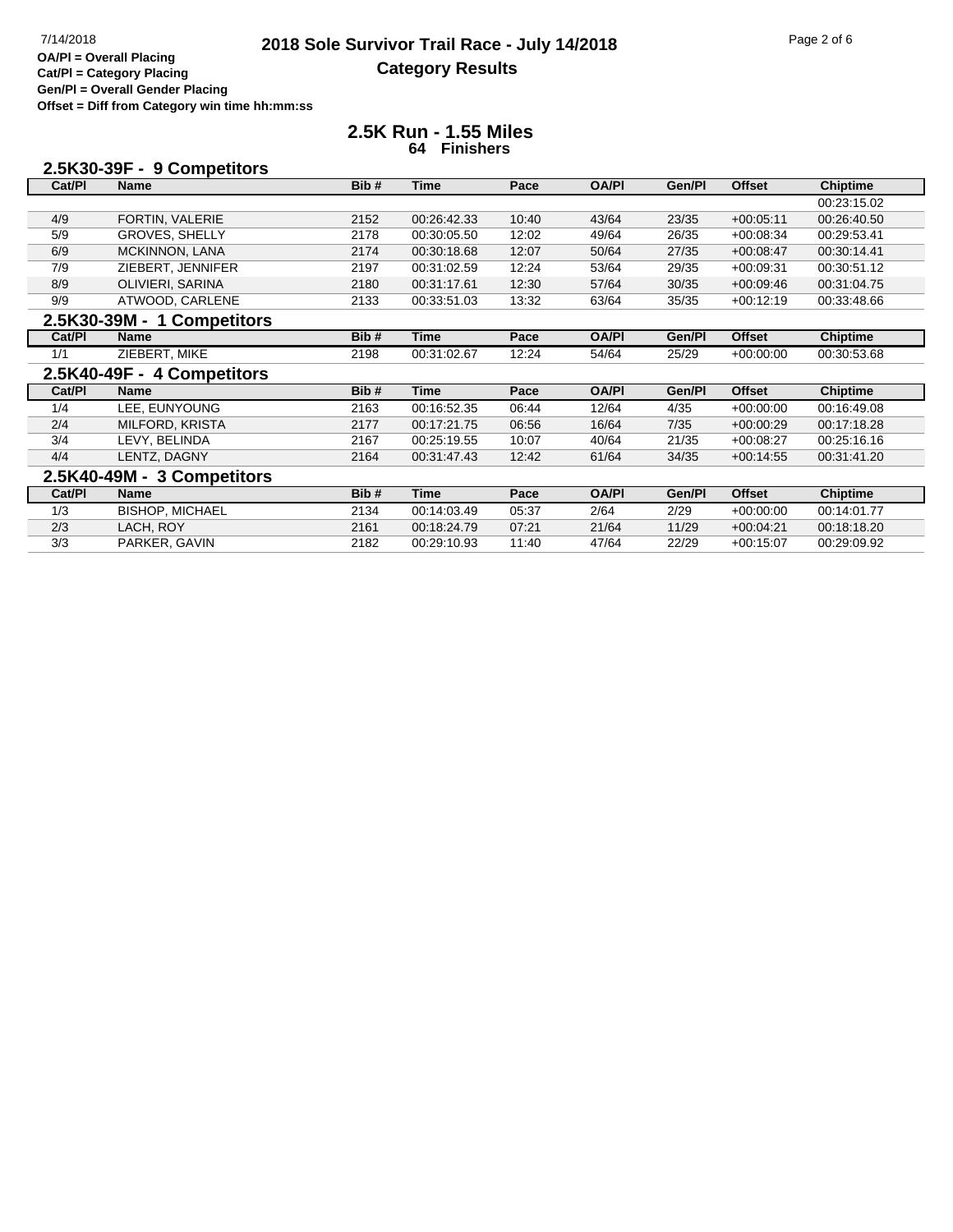OA/Pl = Overall Placing
Cat/Pl = Category Placing
Gen/Pl = Overall Gender Placing
Offset = Diff from Category win time hh:mm:ss

# 2018 Sole Survivor Trail Race - July 14/2018

## Category Results

### 2.5K Run - 1.55 Miles

**64 Finishers**

### 2.5K30-39F - 9 Competitors

| Cat/Pl | Name | Bib # | Time | Pace | OA/Pl | Gen/Pl | Offset | Chiptime |
|---|---|---|---|---|---|---|---|---|
| | | | | | | | | 00:23:15.02 |
| 4/9 | FORTIN, VALERIE | 2152 | 00:26:42.33 | 10:40 | 43/64 | 23/35 | +00:05:11 | 00:26:40.50 |
| 5/9 | GROVES, SHELLY | 2178 | 00:30:05.50 | 12:02 | 49/64 | 26/35 | +00:08:34 | 00:29:53.41 |
| 6/9 | MCKINNON, LANA | 2174 | 00:30:18.68 | 12:07 | 50/64 | 27/35 | +00:08:47 | 00:30:14.41 |
| 7/9 | ZIEBERT, JENNIFER | 2197 | 00:31:02.59 | 12:24 | 53/64 | 29/35 | +00:09:31 | 00:30:51.12 |
| 8/9 | OLIVIERI, SARINA | 2180 | 00:31:17.61 | 12:30 | 57/64 | 30/35 | +00:09:46 | 00:31:04.75 |
| 9/9 | ATWOOD, CARLENE | 2133 | 00:33:51.03 | 13:32 | 63/64 | 35/35 | +00:12:19 | 00:33:48.66 |

### 2.5K30-39M - 1 Competitors

| Cat/Pl | Name | Bib # | Time | Pace | OA/Pl | Gen/Pl | Offset | Chiptime |
|---|---|---|---|---|---|---|---|---|
| 1/1 | ZIEBERT, MIKE | 2198 | 00:31:02.67 | 12:24 | 54/64 | 25/29 | +00:00:00 | 00:30:53.68 |

### 2.5K40-49F - 4 Competitors

| Cat/Pl | Name | Bib # | Time | Pace | OA/Pl | Gen/Pl | Offset | Chiptime |
|---|---|---|---|---|---|---|---|---|
| 1/4 | LEE, EUNYOUNG | 2163 | 00:16:52.35 | 06:44 | 12/64 | 4/35 | +00:00:00 | 00:16:49.08 |
| 2/4 | MILFORD, KRISTA | 2177 | 00:17:21.75 | 06:56 | 16/64 | 7/35 | +00:00:29 | 00:17:18.28 |
| 3/4 | LEVY, BELINDA | 2167 | 00:25:19.55 | 10:07 | 40/64 | 21/35 | +00:08:27 | 00:25:16.16 |
| 4/4 | LENTZ, DAGNY | 2164 | 00:31:47.43 | 12:42 | 61/64 | 34/35 | +00:14:55 | 00:31:41.20 |

### 2.5K40-49M - 3 Competitors

| Cat/Pl | Name | Bib # | Time | Pace | OA/Pl | Gen/Pl | Offset | Chiptime |
|---|---|---|---|---|---|---|---|---|
| 1/3 | BISHOP, MICHAEL | 2134 | 00:14:03.49 | 05:37 | 2/64 | 2/29 | +00:00:00 | 00:14:01.77 |
| 2/3 | LACH, ROY | 2161 | 00:18:24.79 | 07:21 | 21/64 | 11/29 | +00:04:21 | 00:18:18.20 |
| 3/3 | PARKER, GAVIN | 2182 | 00:29:10.93 | 11:40 | 47/64 | 22/29 | +00:15:07 | 00:29:09.92 |